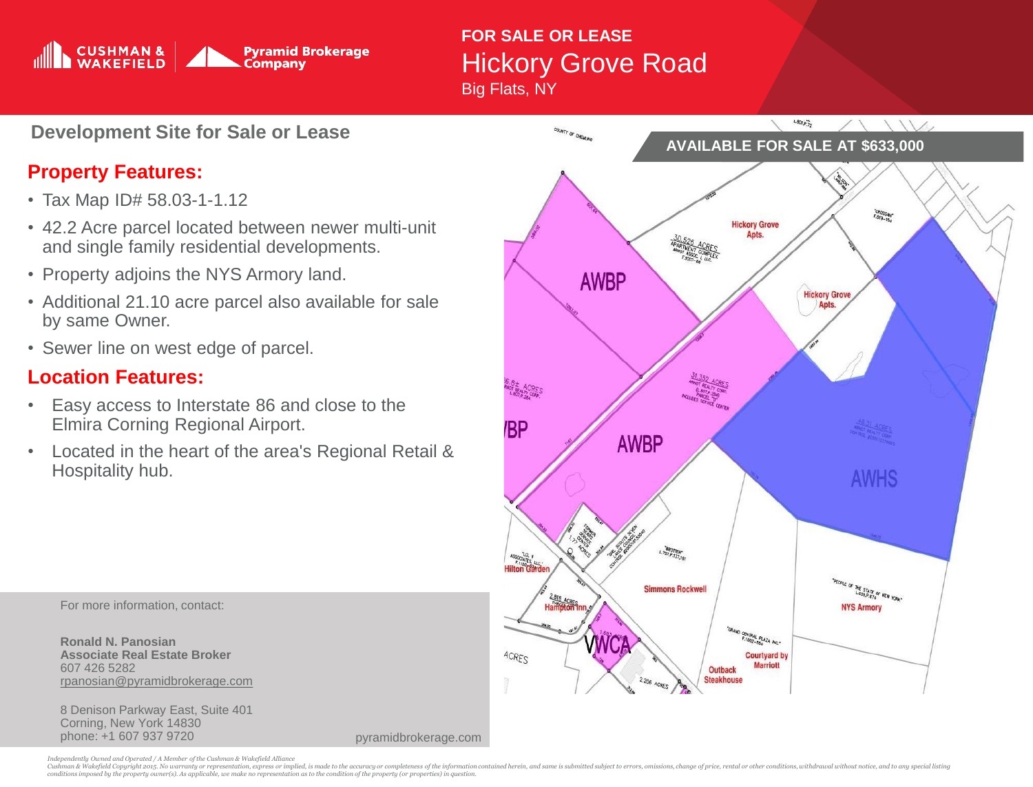# FOR SALE OR LEASE

## Hickory Grove Road

Big Flats, NY

### Development Site for Sale or Lease

**AVAILABLE FOR SALE AT $633,000**

### Property Features:

- Tax Map ID# 58.03-1-1.12
- 42.2 Acre parcel located between newer multi-unit and single family residential developments.
- Property adjoins the NYS Armory land.
- Additional 21.10 acre parcel also available for sale by same Owner.
- Sewer line on west edge of parcel.

### Location Features:

- Easy access to Interstate 86 and close to the Elmira Corning Regional Airport.
- Located in the heart of the area's Regional Retail & Hospitality hub.

For more information, contact:

**Ronald N. Panosian**
**Associate Real Estate Broker**
607 426 5282
rpanosian@pyramidbrokerage.com

8 Denison Parkway East, Suite 401
Corning, New York 14830
phone: +1 607 937 9720

pyramidbrokerage.com

*Independently Owned and Operated / A Member of the Cushman & Wakefield Alliance*
*Cushman & Wakefield Copyright 2015. No warranty or representation, express or implied, is made to the accuracy or completeness of the information contained herein, and same is submitted subject to errors, omissions, change of price, rental or other conditions, withdrawal without notice, and to any special listing conditions imposed by the property owner(s). As applicable, we make no representation as to the condition of the property (or properties) in question.*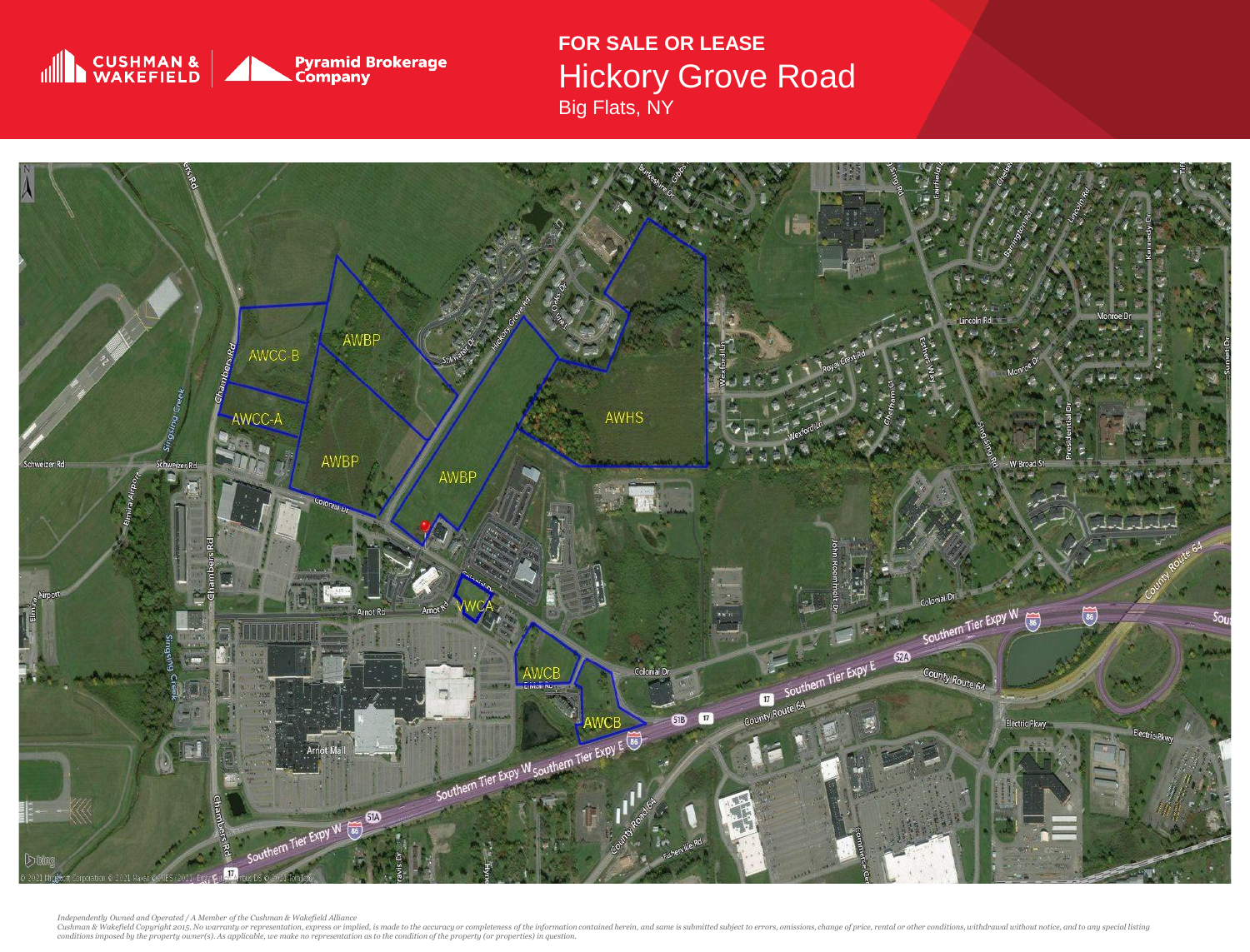CUSHMAN & WAKEFIELD | Pyramid Brokerage Company

**FOR SALE OR LEASE**

# Hickory Grove Road

Big Flats, NY

AWCC-B

AWBP

AWCC-A

AWBP

AWBP

AWHS

AWCA

AWCB

AWCB

*Independently Owned and Operated / A Member of the Cushman & Wakefield Alliance*
*Cushman & Wakefield Copyright 2015. No warranty or representation, express or implied, is made to the accuracy or completeness of the information contained herein, and same is submitted subject to errors, omissions, change of price, rental or other conditions, withdrawal without notice, and to any special listing conditions imposed by the property owner(s). As applicable, we make no representation as to the condition of the property (or properties) in question.*